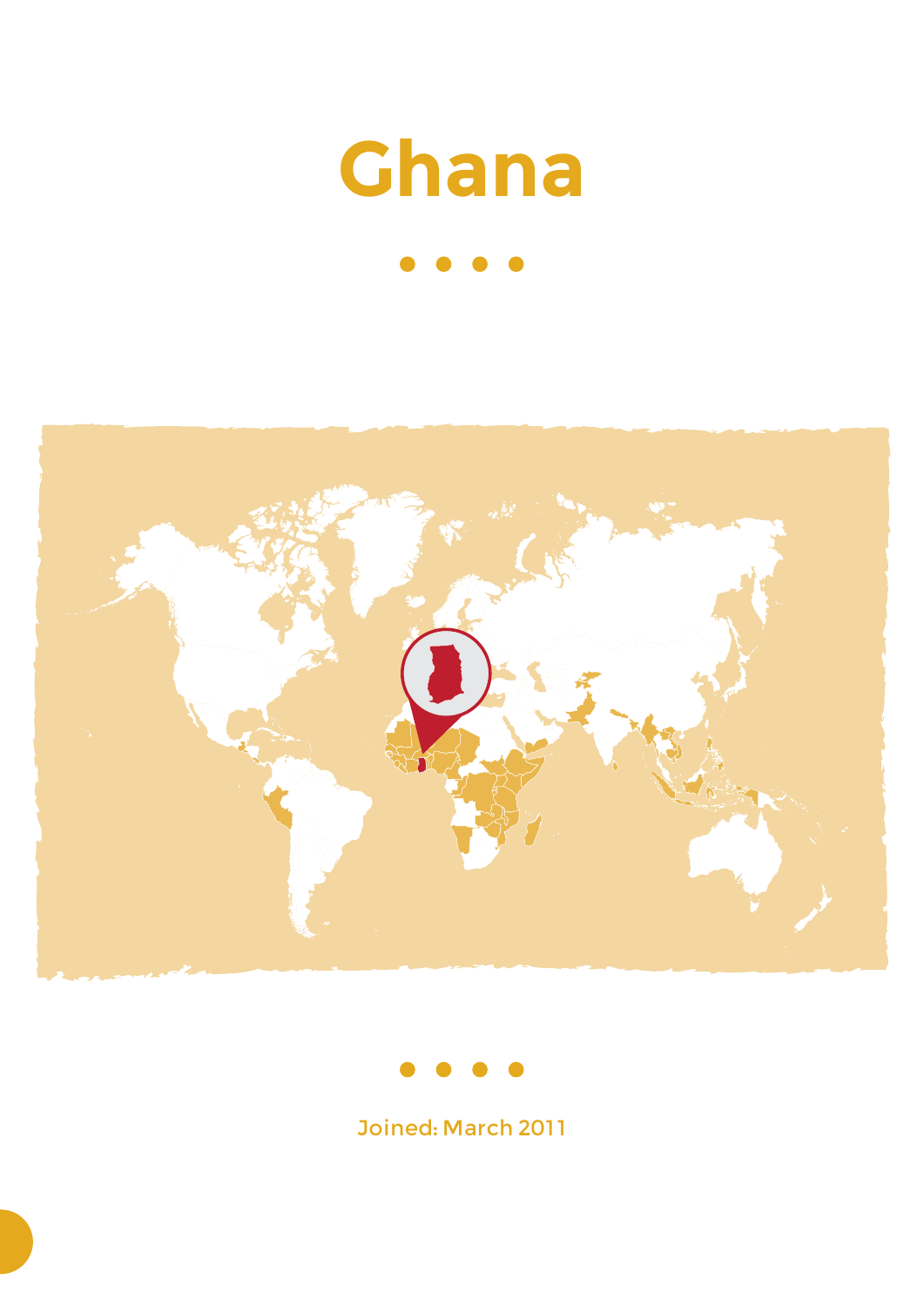# Ghana

Joined: March 2011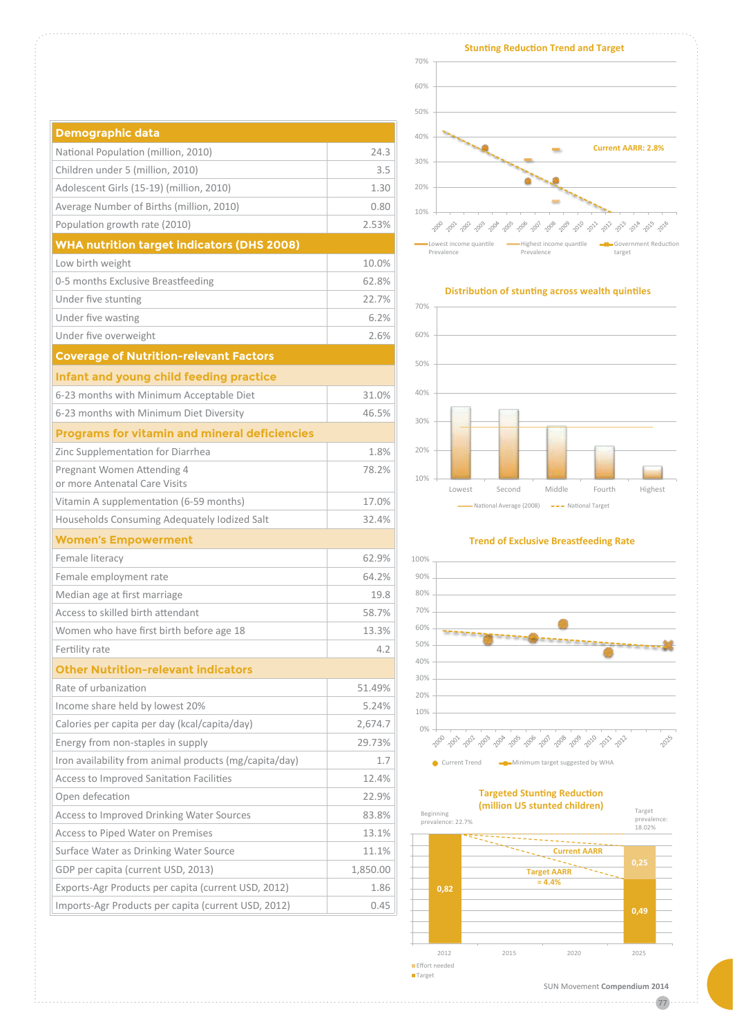| Demographic data | |
|---|---|
| National Population (million, 2010) | 24.3 |
| Children under 5 (million, 2010) | 3.5 |
| Adolescent Girls (15-19) (million, 2010) | 1.30 |
| Average Number of Births (million, 2010) | 0.80 |
| Population growth rate (2010) | 2.53% |
| **WHA nutrition target indicators (DHS 2008)** | |
| Low birth weight | 10.0% |
| 0-5 months Exclusive Breastfeeding | 62.8% |
| Under five stunting | 22.7% |
| Under five wasting | 6.2% |
| Under five overweight | 2.6% |
| **Coverage of Nutrition-relevant Factors** | |
| **Infant and young child feeding practice** | |
| 6-23 months with Minimum Acceptable Diet | 31.0% |
| 6-23 months with Minimum Diet Diversity | 46.5% |
| **Programs for vitamin and mineral deficiencies** | |
| Zinc Supplementation for Diarrhea | 1.8% |
| Pregnant Women Attending 4 or more Antenatal Care Visits | 78.2% |
| Vitamin A supplementation (6-59 months) | 17.0% |
| Households Consuming Adequately Iodized Salt | 32.4% |
| **Women's Empowerment** | |
| Female literacy | 62.9% |
| Female employment rate | 64.2% |
| Median age at first marriage | 19.8 |
| Access to skilled birth attendant | 58.7% |
| Women who have first birth before age 18 | 13.3% |
| Fertility rate | 4.2 |
| **Other Nutrition-relevant indicators** | |
| Rate of urbanization | 51.49% |
| Income share held by lowest 20% | 5.24% |
| Calories per capita per day (kcal/capita/day) | 2,674.7 |
| Energy from non-staples in supply | 29.73% |
| Iron availability from animal products (mg/capita/day) | 1.7 |
| Access to Improved Sanitation Facilities | 12.4% |
| Open defecation | 22.9% |
| Access to Improved Drinking Water Sources | 83.8% |
| Access to Piped Water on Premises | 13.1% |
| Surface Water as Drinking Water Source | 11.1% |
| GDP per capita (current USD, 2013) | 1,850.00 |
| Exports-Agr Products per capita (current USD, 2012) | 1.86 |
| Imports-Agr Products per capita (current USD, 2012) | 0.45 |

**Stunting Reduction Trend and Target**

Current AARR: 2.8%

Legend: Lowest income quantile Prevalence; Highest income quantile Prevalence; Government Reduction target

**Distribution of stunting across wealth quintiles**

Lowest, Second, Middle, Fourth, Highest

Legend: National Average (2008); National Target

**Trend of Exclusive Breastfeeding Rate**

Legend: Current Trend; Minimum target suggested by WHA

**Targeted Stunting Reduction (million U5 stunted children)**

Beginning prevalence: 22.7%

Target prevalence: 18.02%

Current AARR

Target AARR = 4.4%

| | 2012 | 2025 |
|---|---|---|
| Effort needed | | 0,25 |
| Target | 0,82 | 0,49 |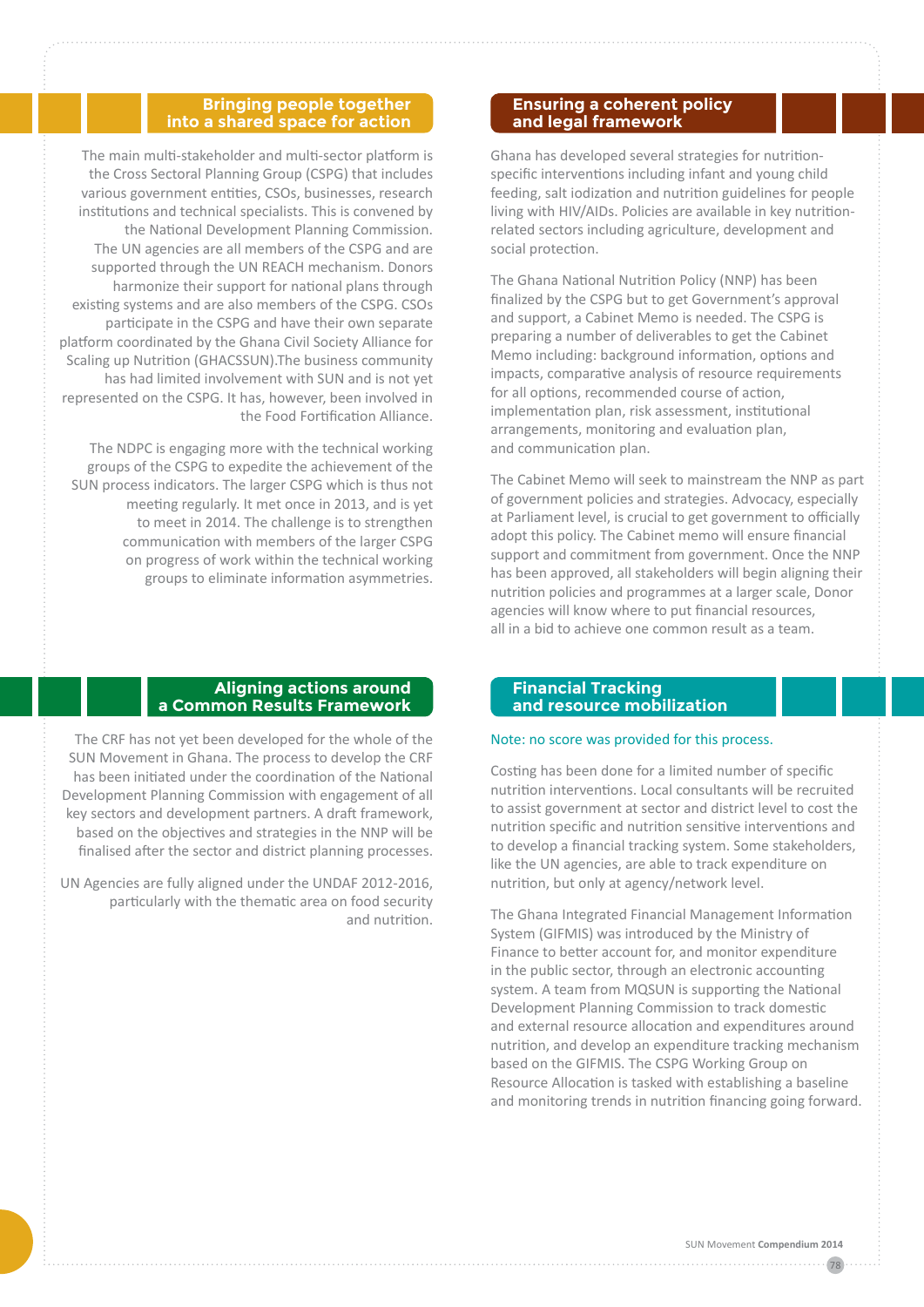## Bringing people together into a shared space for action

The main multi-stakeholder and multi-sector platform is the Cross Sectoral Planning Group (CSPG) that includes various government entities, CSOs, businesses, research institutions and technical specialists. This is convened by the National Development Planning Commission. The UN agencies are all members of the CSPG and are supported through the UN REACH mechanism. Donors harmonize their support for national plans through existing systems and are also members of the CSPG. CSOs participate in the CSPG and have their own separate platform coordinated by the Ghana Civil Society Alliance for Scaling up Nutrition (GHACSSUN).The business community has had limited involvement with SUN and is not yet represented on the CSPG. It has, however, been involved in the Food Fortification Alliance.

The NDPC is engaging more with the technical working groups of the CSPG to expedite the achievement of the SUN process indicators. The larger CSPG which is thus not meeting regularly. It met once in 2013, and is yet to meet in 2014. The challenge is to strengthen communication with members of the larger CSPG on progress of work within the technical working groups to eliminate information asymmetries.

## Ensuring a coherent policy and legal framework

Ghana has developed several strategies for nutrition-specific interventions including infant and young child feeding, salt iodization and nutrition guidelines for people living with HIV/AIDs. Policies are available in key nutrition-related sectors including agriculture, development and social protection.

The Ghana National Nutrition Policy (NNP) has been finalized by the CSPG but to get Government's approval and support, a Cabinet Memo is needed. The CSPG is preparing a number of deliverables to get the Cabinet Memo including: background information, options and impacts, comparative analysis of resource requirements for all options, recommended course of action, implementation plan, risk assessment, institutional arrangements, monitoring and evaluation plan, and communication plan.

The Cabinet Memo will seek to mainstream the NNP as part of government policies and strategies. Advocacy, especially at Parliament level, is crucial to get government to officially adopt this policy. The Cabinet memo will ensure financial support and commitment from government. Once the NNP has been approved, all stakeholders will begin aligning their nutrition policies and programmes at a larger scale, Donor agencies will know where to put financial resources, all in a bid to achieve one common result as a team.

## Aligning actions around a Common Results Framework

The CRF has not yet been developed for the whole of the SUN Movement in Ghana. The process to develop the CRF has been initiated under the coordination of the National Development Planning Commission with engagement of all key sectors and development partners. A draft framework, based on the objectives and strategies in the NNP will be finalised after the sector and district planning processes.

UN Agencies are fully aligned under the UNDAF 2012-2016, particularly with the thematic area on food security and nutrition.

## Financial Tracking and resource mobilization

Note: no score was provided for this process.

Costing has been done for a limited number of specific nutrition interventions. Local consultants will be recruited to assist government at sector and district level to cost the nutrition specific and nutrition sensitive interventions and to develop a financial tracking system. Some stakeholders, like the UN agencies, are able to track expenditure on nutrition, but only at agency/network level.

The Ghana Integrated Financial Management Information System (GIFMIS) was introduced by the Ministry of Finance to better account for, and monitor expenditure in the public sector, through an electronic accounting system. A team from MQSUN is supporting the National Development Planning Commission to track domestic and external resource allocation and expenditures around nutrition, and develop an expenditure tracking mechanism based on the GIFMIS. The CSPG Working Group on Resource Allocation is tasked with establishing a baseline and monitoring trends in nutrition financing going forward.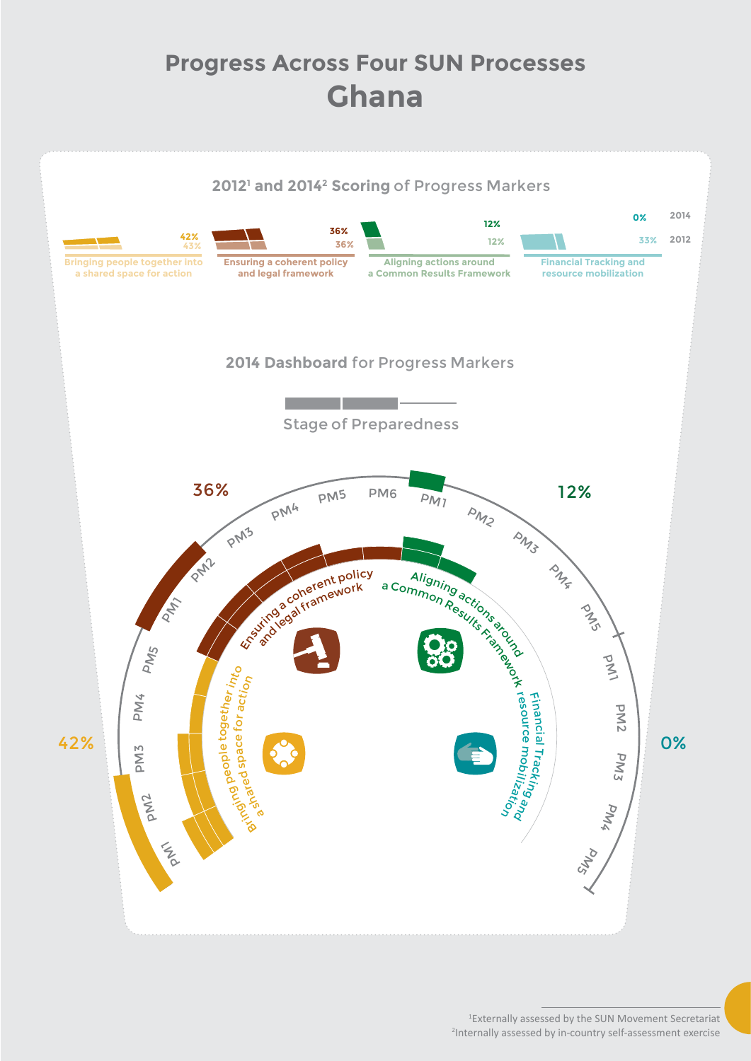# Progress Across Four SUN Processes
# Ghana

## 2012[1] and 2014[2] Scoring of Progress Markers

2014
2012

Bringing people together into a shared space for action
42%
43%

Ensuring a coherent policy and legal framework
36%
36%

Aligning actions around a Common Results Framework
12%
12%

Financial Tracking and resource mobilization
0%
33%

## 2014 Dashboard for Progress Markers

Stage of Preparedness

36%
12%
42%
0%

Ensuring a coherent policy and legal framework
PM1 PM2 PM3 PM4 PM5 PM6

Aligning actions around a Common Results Framework
PM1 PM2 PM3 PM4 PM5

Bringing people together into a shared space for action
PM1 PM2 PM3 PM4 PM5

Financial Tracking and resource mobilization
PM1 PM2 PM3 PM4 PM5

[1]Externally assessed by the SUN Movement Secretariat
[2]Internally assessed by in-country self-assessment exercise